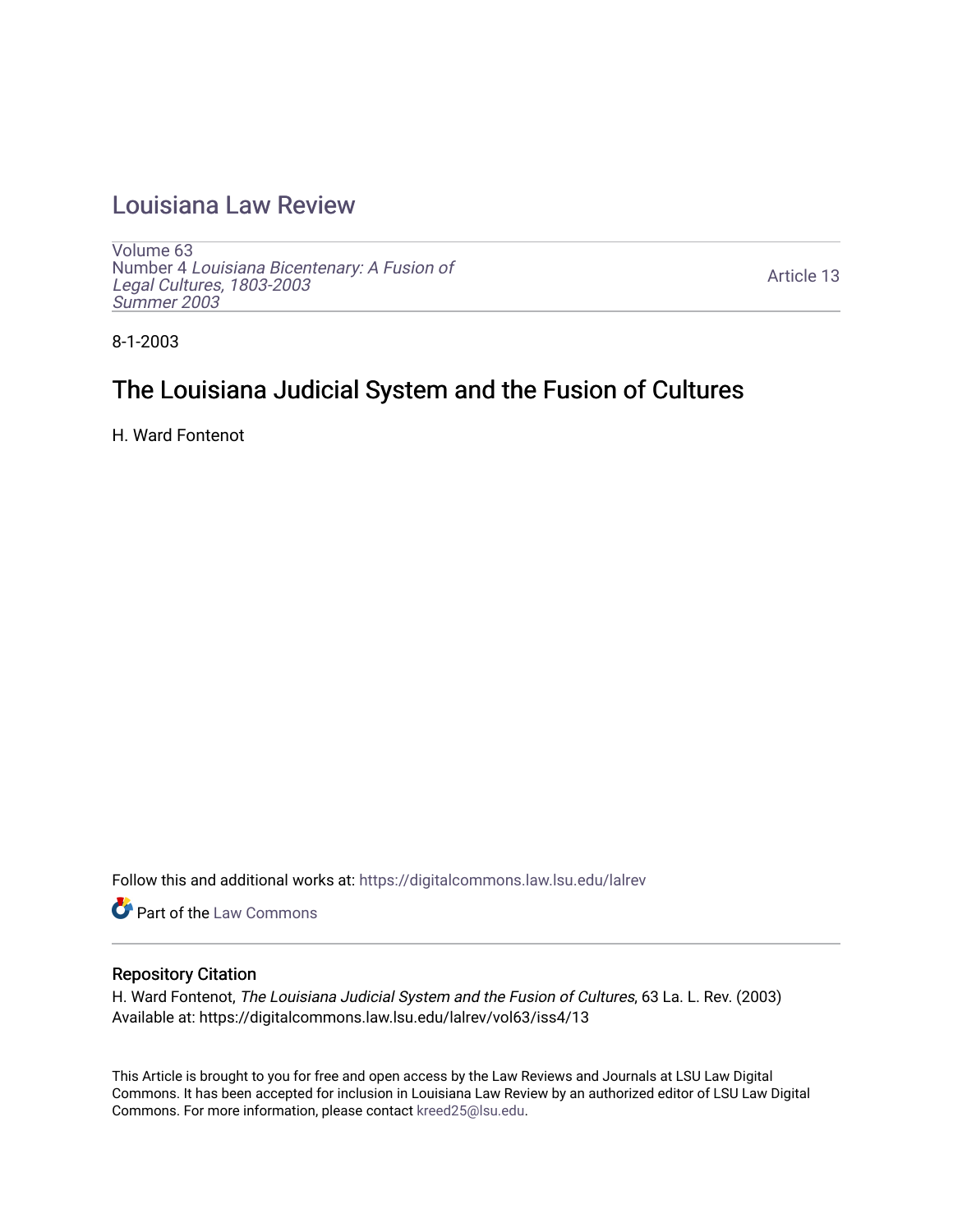# Louisiana Law Review

Volume 63
Number 4 *Louisiana Bicentenary: A Fusion of Legal Cultures, 1803-2003*
*Summer 2003*

Article 13

8-1-2003

## The Louisiana Judicial System and the Fusion of Cultures

H. Ward Fontenot

Follow this and additional works at: https://digitalcommons.law.lsu.edu/lalrev

Part of the Law Commons

### Repository Citation

H. Ward Fontenot, *The Louisiana Judicial System and the Fusion of Cultures*, 63 La. L. Rev. (2003)
Available at: https://digitalcommons.law.lsu.edu/lalrev/vol63/iss4/13

This Article is brought to you for free and open access by the Law Reviews and Journals at LSU Law Digital Commons. It has been accepted for inclusion in Louisiana Law Review by an authorized editor of LSU Law Digital Commons. For more information, please contact kreed25@lsu.edu.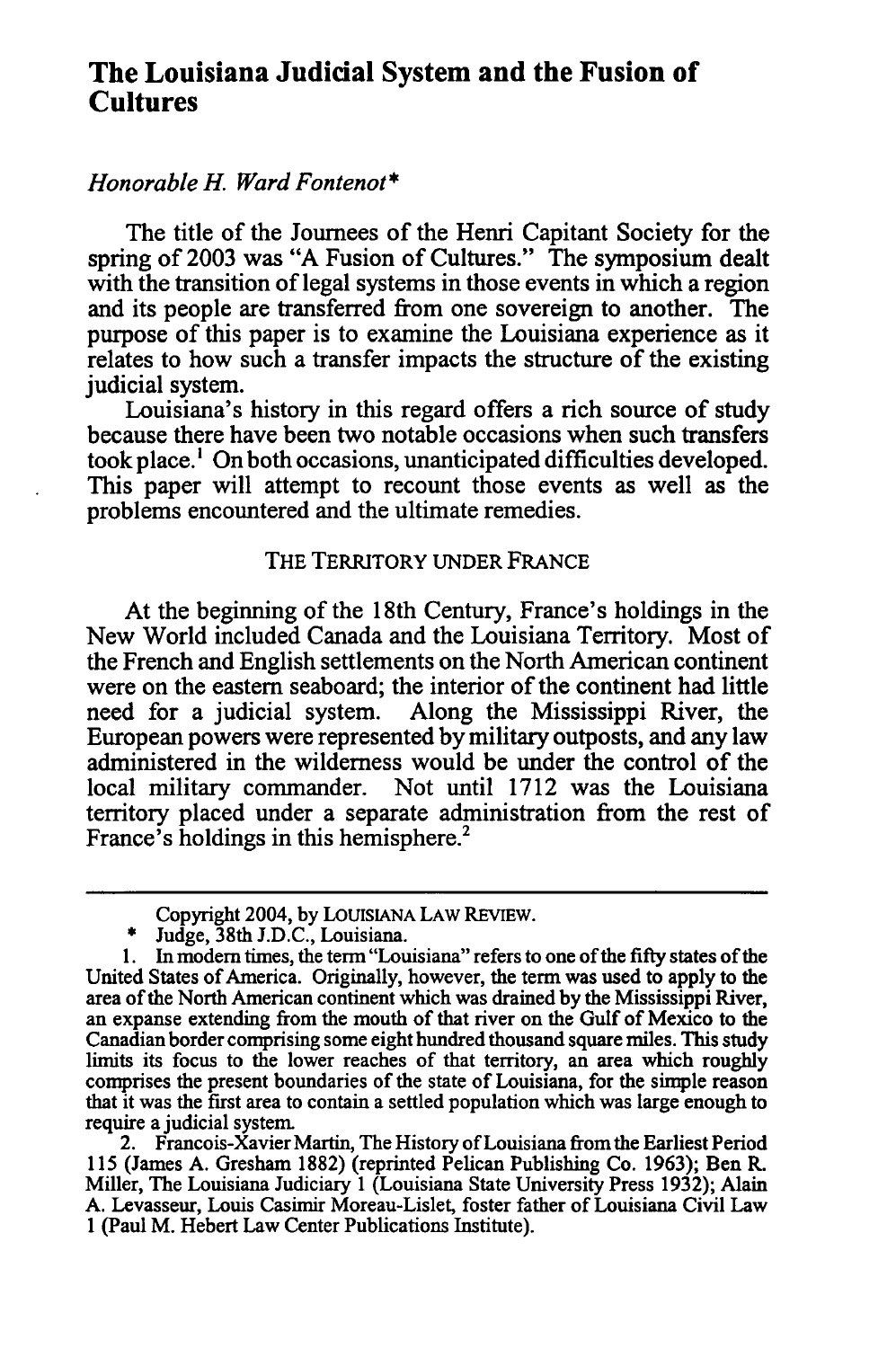# The Louisiana Judicial System and the Fusion of Cultures

*Honorable H. Ward Fontenot\**

The title of the Journees of the Henri Capitant Society for the spring of 2003 was "A Fusion of Cultures." The symposium dealt with the transition of legal systems in those events in which a region and its people are transferred from one sovereign to another. The purpose of this paper is to examine the Louisiana experience as it relates to how such a transfer impacts the structure of the existing judicial system.

Louisiana's history in this regard offers a rich source of study because there have been two notable occasions when such transfers took place.[1] On both occasions, unanticipated difficulties developed. This paper will attempt to recount those events as well as the problems encountered and the ultimate remedies.

## THE TERRITORY UNDER FRANCE

At the beginning of the 18th Century, France's holdings in the New World included Canada and the Louisiana Territory. Most of the French and English settlements on the North American continent were on the eastern seaboard; the interior of the continent had little need for a judicial system. Along the Mississippi River, the European powers were represented by military outposts, and any law administered in the wilderness would be under the control of the local military commander. Not until 1712 was the Louisiana territory placed under a separate administration from the rest of France's holdings in this hemisphere.[2]

---

Copyright 2004, by LOUISIANA LAW REVIEW.

\* Judge, 38th J.D.C., Louisiana.

1. In modern times, the term "Louisiana" refers to one of the fifty states of the United States of America. Originally, however, the term was used to apply to the area of the North American continent which was drained by the Mississippi River, an expanse extending from the mouth of that river on the Gulf of Mexico to the Canadian border comprising some eight hundred thousand square miles. This study limits its focus to the lower reaches of that territory, an area which roughly comprises the present boundaries of the state of Louisiana, for the simple reason that it was the first area to contain a settled population which was large enough to require a judicial system.

2. Francois-Xavier Martin, The History of Louisiana from the Earliest Period 115 (James A. Gresham 1882) (reprinted Pelican Publishing Co. 1963); Ben R. Miller, The Louisiana Judiciary 1 (Louisiana State University Press 1932); Alain A. Levasseur, Louis Casimir Moreau-Lislet, foster father of Louisiana Civil Law 1 (Paul M. Hebert Law Center Publications Institute).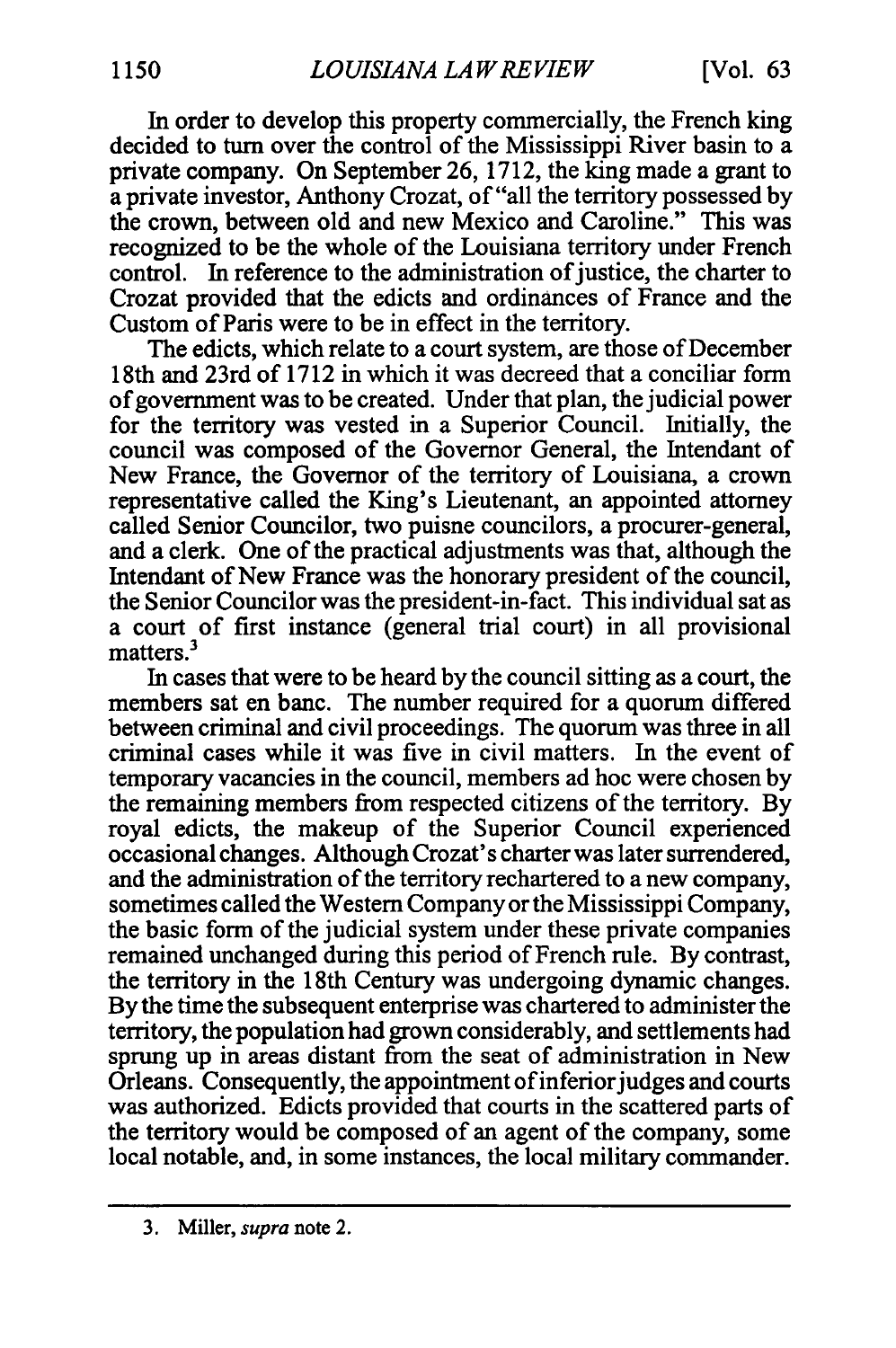In order to develop this property commercially, the French king decided to turn over the control of the Mississippi River basin to a private company. On September 26, 1712, the king made a grant to a private investor, Anthony Crozat, of "all the territory possessed by the crown, between old and new Mexico and Caroline." This was recognized to be the whole of the Louisiana territory under French control. In reference to the administration of justice, the charter to Crozat provided that the edicts and ordinances of France and the Custom of Paris were to be in effect in the territory.

The edicts, which relate to a court system, are those of December 18th and 23rd of 1712 in which it was decreed that a conciliar form of government was to be created. Under that plan, the judicial power for the territory was vested in a Superior Council. Initially, the council was composed of the Governor General, the Intendant of New France, the Governor of the territory of Louisiana, a crown representative called the King's Lieutenant, an appointed attorney called Senior Councilor, two puisne councilors, a procurer-general, and a clerk. One of the practical adjustments was that, although the Intendant of New France was the honorary president of the council, the Senior Councilor was the president-in-fact. This individual sat as a court of first instance (general trial court) in all provisional matters.[3]

In cases that were to be heard by the council sitting as a court, the members sat en banc. The number required for a quorum differed between criminal and civil proceedings. The quorum was three in all criminal cases while it was five in civil matters. In the event of temporary vacancies in the council, members ad hoc were chosen by the remaining members from respected citizens of the territory. By royal edicts, the makeup of the Superior Council experienced occasional changes. Although Crozat's charter was later surrendered, and the administration of the territory rechartered to a new company, sometimes called the Western Company or the Mississippi Company, the basic form of the judicial system under these private companies remained unchanged during this period of French rule. By contrast, the territory in the 18th Century was undergoing dynamic changes. By the time the subsequent enterprise was chartered to administer the territory, the population had grown considerably, and settlements had sprung up in areas distant from the seat of administration in New Orleans. Consequently, the appointment of inferior judges and courts was authorized. Edicts provided that courts in the scattered parts of the territory would be composed of an agent of the company, some local notable, and, in some instances, the local military commander.

---

3. Miller, *supra* note 2.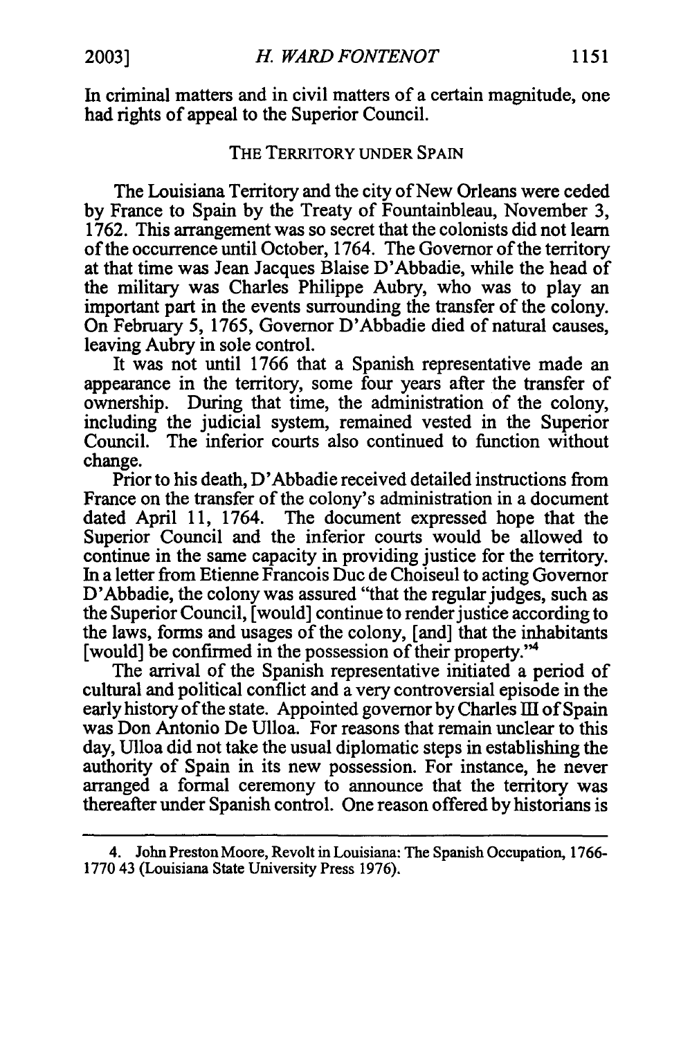In criminal matters and in civil matters of a certain magnitude, one had rights of appeal to the Superior Council.

## THE TERRITORY UNDER SPAIN

The Louisiana Territory and the city of New Orleans were ceded by France to Spain by the Treaty of Fountainbleau, November 3, 1762. This arrangement was so secret that the colonists did not learn of the occurrence until October, 1764. The Governor of the territory at that time was Jean Jacques Blaise D'Abbadie, while the head of the military was Charles Philippe Aubry, who was to play an important part in the events surrounding the transfer of the colony. On February 5, 1765, Governor D'Abbadie died of natural causes, leaving Aubry in sole control.

It was not until 1766 that a Spanish representative made an appearance in the territory, some four years after the transfer of ownership. During that time, the administration of the colony, including the judicial system, remained vested in the Superior Council. The inferior courts also continued to function without change.

Prior to his death, D'Abbadie received detailed instructions from France on the transfer of the colony's administration in a document dated April 11, 1764. The document expressed hope that the Superior Council and the inferior courts would be allowed to continue in the same capacity in providing justice for the territory. In a letter from Etienne Francois Duc de Choiseul to acting Governor D'Abbadie, the colony was assured "that the regular judges, such as the Superior Council, [would] continue to render justice according to the laws, forms and usages of the colony, [and] that the inhabitants [would] be confirmed in the possession of their property."[4]

The arrival of the Spanish representative initiated a period of cultural and political conflict and a very controversial episode in the early history of the state. Appointed governor by Charles III of Spain was Don Antonio De Ulloa. For reasons that remain unclear to this day, Ulloa did not take the usual diplomatic steps in establishing the authority of Spain in its new possession. For instance, he never arranged a formal ceremony to announce that the territory was thereafter under Spanish control. One reason offered by historians is

---

4. John Preston Moore, Revolt in Louisiana: The Spanish Occupation, 1766-1770 43 (Louisiana State University Press 1976).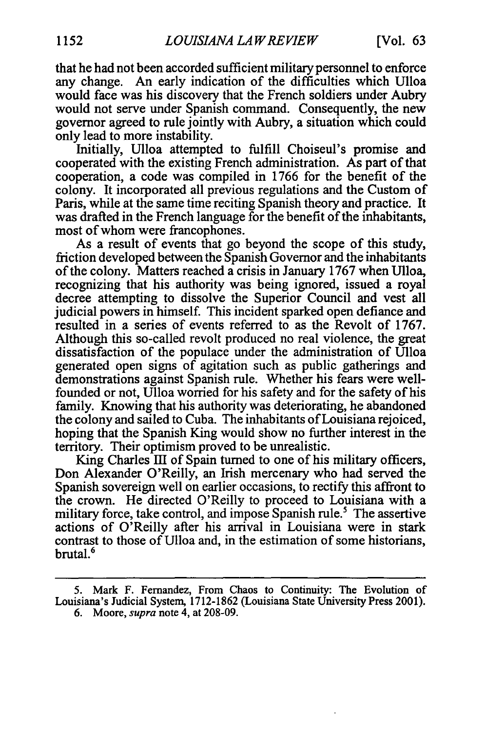that he had not been accorded sufficient military personnel to enforce any change. An early indication of the difficulties which Ulloa would face was his discovery that the French soldiers under Aubry would not serve under Spanish command. Consequently, the new governor agreed to rule jointly with Aubry, a situation which could only lead to more instability.

Initially, Ulloa attempted to fulfill Choiseul's promise and cooperated with the existing French administration. As part of that cooperation, a code was compiled in 1766 for the benefit of the colony. It incorporated all previous regulations and the Custom of Paris, while at the same time reciting Spanish theory and practice. It was drafted in the French language for the benefit of the inhabitants, most of whom were francophones.

As a result of events that go beyond the scope of this study, friction developed between the Spanish Governor and the inhabitants of the colony. Matters reached a crisis in January 1767 when Ulloa, recognizing that his authority was being ignored, issued a royal decree attempting to dissolve the Superior Council and vest all judicial powers in himself. This incident sparked open defiance and resulted in a series of events referred to as the Revolt of 1767. Although this so-called revolt produced no real violence, the great dissatisfaction of the populace under the administration of Ulloa generated open signs of agitation such as public gatherings and demonstrations against Spanish rule. Whether his fears were well-founded or not, Ulloa worried for his safety and for the safety of his family. Knowing that his authority was deteriorating, he abandoned the colony and sailed to Cuba. The inhabitants of Louisiana rejoiced, hoping that the Spanish King would show no further interest in the territory. Their optimism proved to be unrealistic.

King Charles III of Spain turned to one of his military officers, Don Alexander O'Reilly, an Irish mercenary who had served the Spanish sovereign well on earlier occasions, to rectify this affront to the crown. He directed O'Reilly to proceed to Louisiana with a military force, take control, and impose Spanish rule.[5] The assertive actions of O'Reilly after his arrival in Louisiana were in stark contrast to those of Ulloa and, in the estimation of some historians, brutal.[6]

---

5. Mark F. Fernandez, From Chaos to Continuity: The Evolution of Louisiana's Judicial System, 1712-1862 (Louisiana State University Press 2001).

6. Moore, *supra* note 4, at 208-09.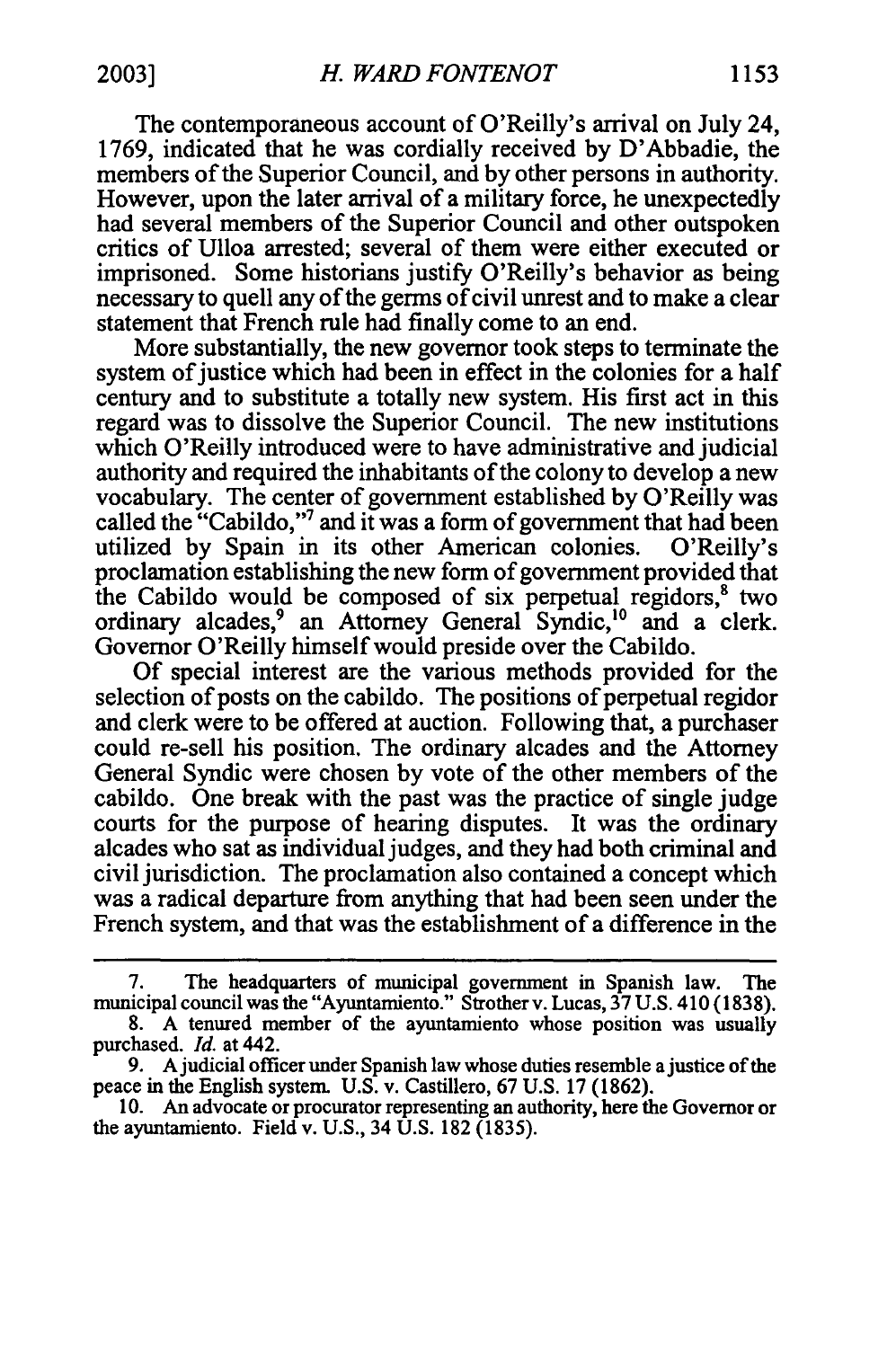The contemporaneous account of O'Reilly's arrival on July 24, 1769, indicated that he was cordially received by D'Abbadie, the members of the Superior Council, and by other persons in authority. However, upon the later arrival of a military force, he unexpectedly had several members of the Superior Council and other outspoken critics of Ulloa arrested; several of them were either executed or imprisoned. Some historians justify O'Reilly's behavior as being necessary to quell any of the germs of civil unrest and to make a clear statement that French rule had finally come to an end.

More substantially, the new governor took steps to terminate the system of justice which had been in effect in the colonies for a half century and to substitute a totally new system. His first act in this regard was to dissolve the Superior Council. The new institutions which O'Reilly introduced were to have administrative and judicial authority and required the inhabitants of the colony to develop a new vocabulary. The center of government established by O'Reilly was called the "Cabildo,"[7] and it was a form of government that had been utilized by Spain in its other American colonies. O'Reilly's proclamation establishing the new form of government provided that the Cabildo would be composed of six perpetual regidors,[8] two ordinary alcades,[9] an Attorney General Syndic,[10] and a clerk. Governor O'Reilly himself would preside over the Cabildo.

Of special interest are the various methods provided for the selection of posts on the cabildo. The positions of perpetual regidor and clerk were to be offered at auction. Following that, a purchaser could re-sell his position. The ordinary alcades and the Attorney General Syndic were chosen by vote of the other members of the cabildo. One break with the past was the practice of single judge courts for the purpose of hearing disputes. It was the ordinary alcades who sat as individual judges, and they had both criminal and civil jurisdiction. The proclamation also contained a concept which was a radical departure from anything that had been seen under the French system, and that was the establishment of a difference in the

---

7. The headquarters of municipal government in Spanish law. The municipal council was the "Ayuntamiento." Strother v. Lucas, 37 U.S. 410 (1838).

8. A tenured member of the ayuntamiento whose position was usually purchased. *Id.* at 442.

9. A judicial officer under Spanish law whose duties resemble a justice of the peace in the English system. U.S. v. Castillero, 67 U.S. 17 (1862).

10. An advocate or procurator representing an authority, here the Governor or the ayuntamiento. Field v. U.S., 34 U.S. 182 (1835).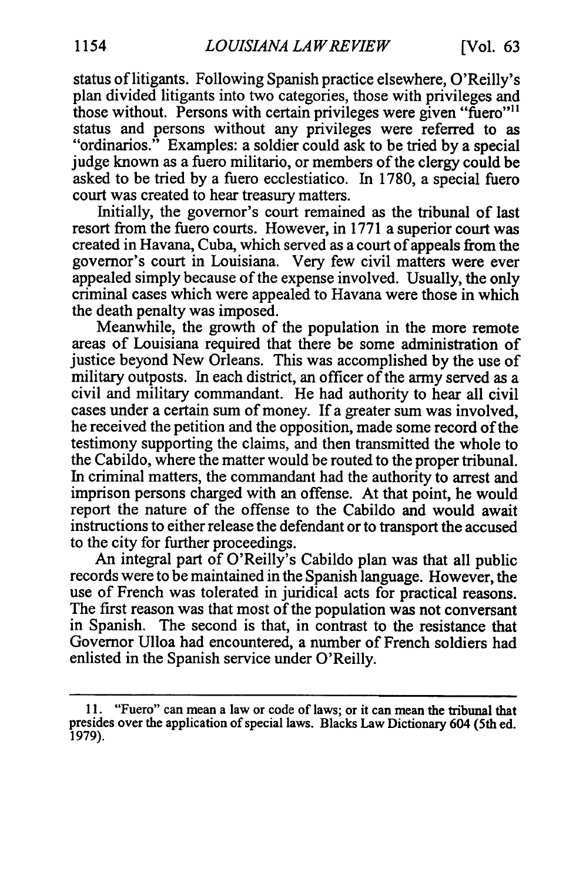status of litigants. Following Spanish practice elsewhere, O'Reilly's plan divided litigants into two categories, those with privileges and those without. Persons with certain privileges were given "fuero"[11] status and persons without any privileges were referred to as "ordinarios." Examples: a soldier could ask to be tried by a special judge known as a fuero militario, or members of the clergy could be asked to be tried by a fuero ecclestiatico. In 1780, a special fuero court was created to hear treasury matters.

Initially, the governor's court remained as the tribunal of last resort from the fuero courts. However, in 1771 a superior court was created in Havana, Cuba, which served as a court of appeals from the governor's court in Louisiana. Very few civil matters were ever appealed simply because of the expense involved. Usually, the only criminal cases which were appealed to Havana were those in which the death penalty was imposed.

Meanwhile, the growth of the population in the more remote areas of Louisiana required that there be some administration of justice beyond New Orleans. This was accomplished by the use of military outposts. In each district, an officer of the army served as a civil and military commandant. He had authority to hear all civil cases under a certain sum of money. If a greater sum was involved, he received the petition and the opposition, made some record of the testimony supporting the claims, and then transmitted the whole to the Cabildo, where the matter would be routed to the proper tribunal. In criminal matters, the commandant had the authority to arrest and imprison persons charged with an offense. At that point, he would report the nature of the offense to the Cabildo and would await instructions to either release the defendant or to transport the accused to the city for further proceedings.

An integral part of O'Reilly's Cabildo plan was that all public records were to be maintained in the Spanish language. However, the use of French was tolerated in juridical acts for practical reasons. The first reason was that most of the population was not conversant in Spanish. The second is that, in contrast to the resistance that Governor Ulloa had encountered, a number of French soldiers had enlisted in the Spanish service under O'Reilly.

---

11. "Fuero" can mean a law or code of laws; or it can mean the tribunal that presides over the application of special laws. Blacks Law Dictionary 604 (5th ed. 1979).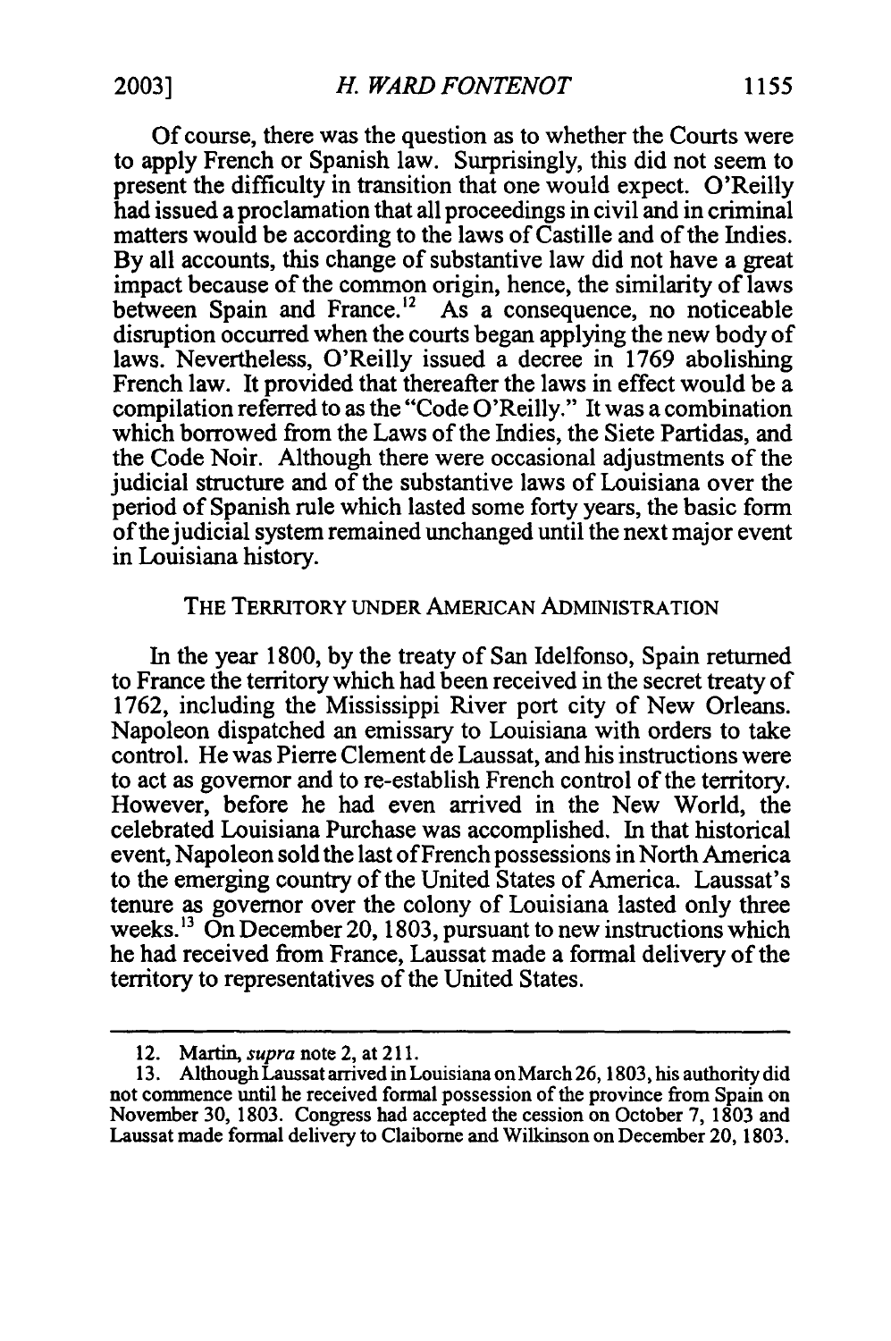Of course, there was the question as to whether the Courts were to apply French or Spanish law. Surprisingly, this did not seem to present the difficulty in transition that one would expect. O'Reilly had issued a proclamation that all proceedings in civil and in criminal matters would be according to the laws of Castille and of the Indies. By all accounts, this change of substantive law did not have a great impact because of the common origin, hence, the similarity of laws between Spain and France.[12] As a consequence, no noticeable disruption occurred when the courts began applying the new body of laws. Nevertheless, O'Reilly issued a decree in 1769 abolishing French law. It provided that thereafter the laws in effect would be a compilation referred to as the "Code O'Reilly." It was a combination which borrowed from the Laws of the Indies, the Siete Partidas, and the Code Noir. Although there were occasional adjustments of the judicial structure and of the substantive laws of Louisiana over the period of Spanish rule which lasted some forty years, the basic form of the judicial system remained unchanged until the next major event in Louisiana history.

## THE TERRITORY UNDER AMERICAN ADMINISTRATION

In the year 1800, by the treaty of San Idelfonso, Spain returned to France the territory which had been received in the secret treaty of 1762, including the Mississippi River port city of New Orleans. Napoleon dispatched an emissary to Louisiana with orders to take control. He was Pierre Clement de Laussat, and his instructions were to act as governor and to re-establish French control of the territory. However, before he had even arrived in the New World, the celebrated Louisiana Purchase was accomplished. In that historical event, Napoleon sold the last of French possessions in North America to the emerging country of the United States of America. Laussat's tenure as governor over the colony of Louisiana lasted only three weeks.[13] On December 20, 1803, pursuant to new instructions which he had received from France, Laussat made a formal delivery of the territory to representatives of the United States.

---

12. Martin, *supra* note 2, at 211.

13. Although Laussat arrived in Louisiana on March 26, 1803, his authority did not commence until he received formal possession of the province from Spain on November 30, 1803. Congress had accepted the cession on October 7, 1803 and Laussat made formal delivery to Claiborne and Wilkinson on December 20, 1803.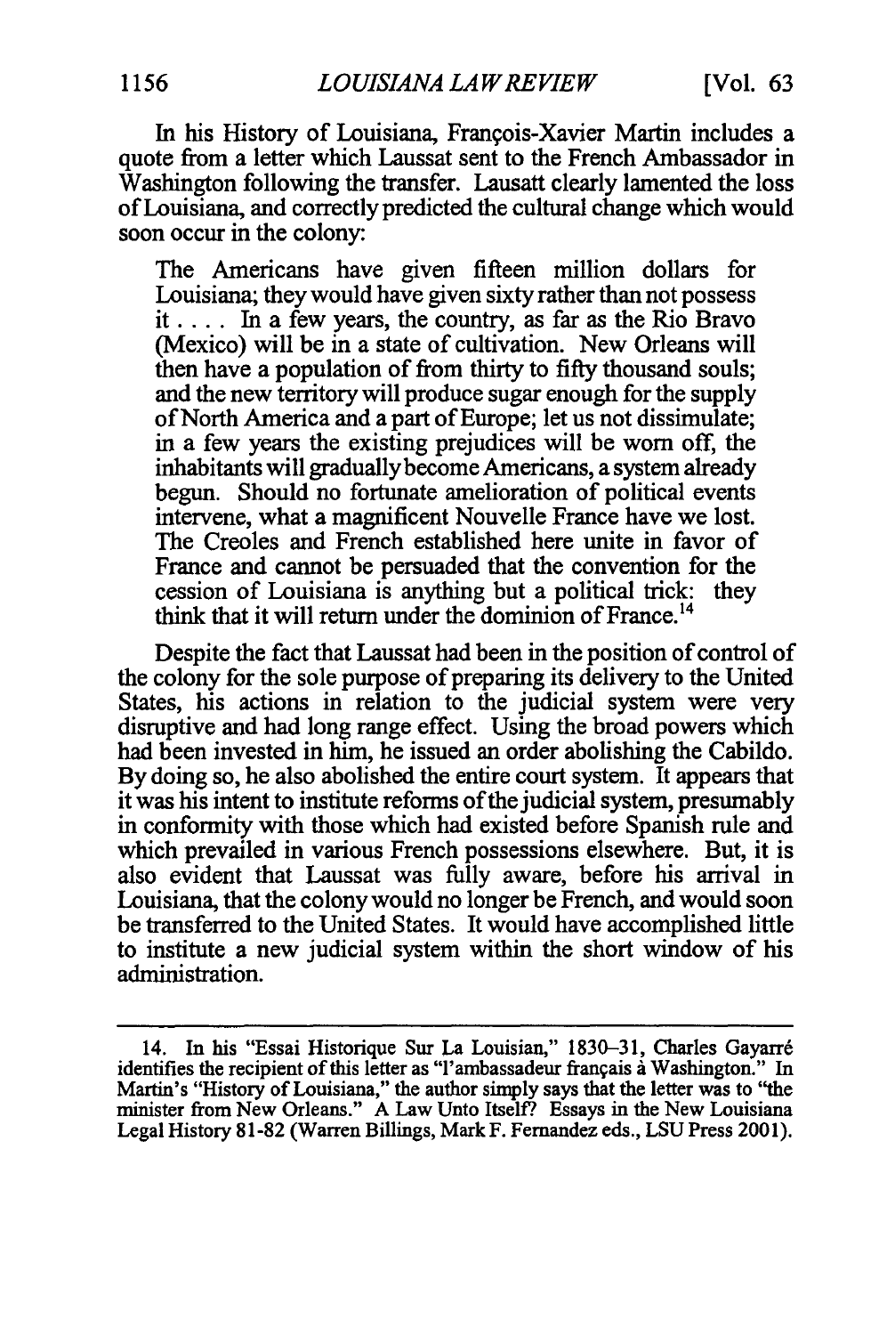In his History of Louisiana, François-Xavier Martin includes a quote from a letter which Laussat sent to the French Ambassador in Washington following the transfer. Lausatt clearly lamented the loss of Louisiana, and correctly predicted the cultural change which would soon occur in the colony:

> The Americans have given fifteen million dollars for Louisiana; they would have given sixty rather than not possess it . . . . In a few years, the country, as far as the Rio Bravo (Mexico) will be in a state of cultivation. New Orleans will then have a population of from thirty to fifty thousand souls; and the new territory will produce sugar enough for the supply of North America and a part of Europe; let us not dissimulate; in a few years the existing prejudices will be worn off, the inhabitants will gradually become Americans, a system already begun. Should no fortunate amelioration of political events intervene, what a magnificent Nouvelle France have we lost. The Creoles and French established here unite in favor of France and cannot be persuaded that the convention for the cession of Louisiana is anything but a political trick: they think that it will return under the dominion of France.[14]

Despite the fact that Laussat had been in the position of control of the colony for the sole purpose of preparing its delivery to the United States, his actions in relation to the judicial system were very disruptive and had long range effect. Using the broad powers which had been invested in him, he issued an order abolishing the Cabildo. By doing so, he also abolished the entire court system. It appears that it was his intent to institute reforms of the judicial system, presumably in conformity with those which had existed before Spanish rule and which prevailed in various French possessions elsewhere. But, it is also evident that Laussat was fully aware, before his arrival in Louisiana, that the colony would no longer be French, and would soon be transferred to the United States. It would have accomplished little to institute a new judicial system within the short window of his administration.

---

14. In his "Essai Historique Sur La Louisian," 1830–31, Charles Gayarré identifies the recipient of this letter as "l'ambassadeur français à Washington." In Martin's "History of Louisiana," the author simply says that the letter was to "the minister from New Orleans." A Law Unto Itself? Essays in the New Louisiana Legal History 81-82 (Warren Billings, Mark F. Fernandez eds., LSU Press 2001).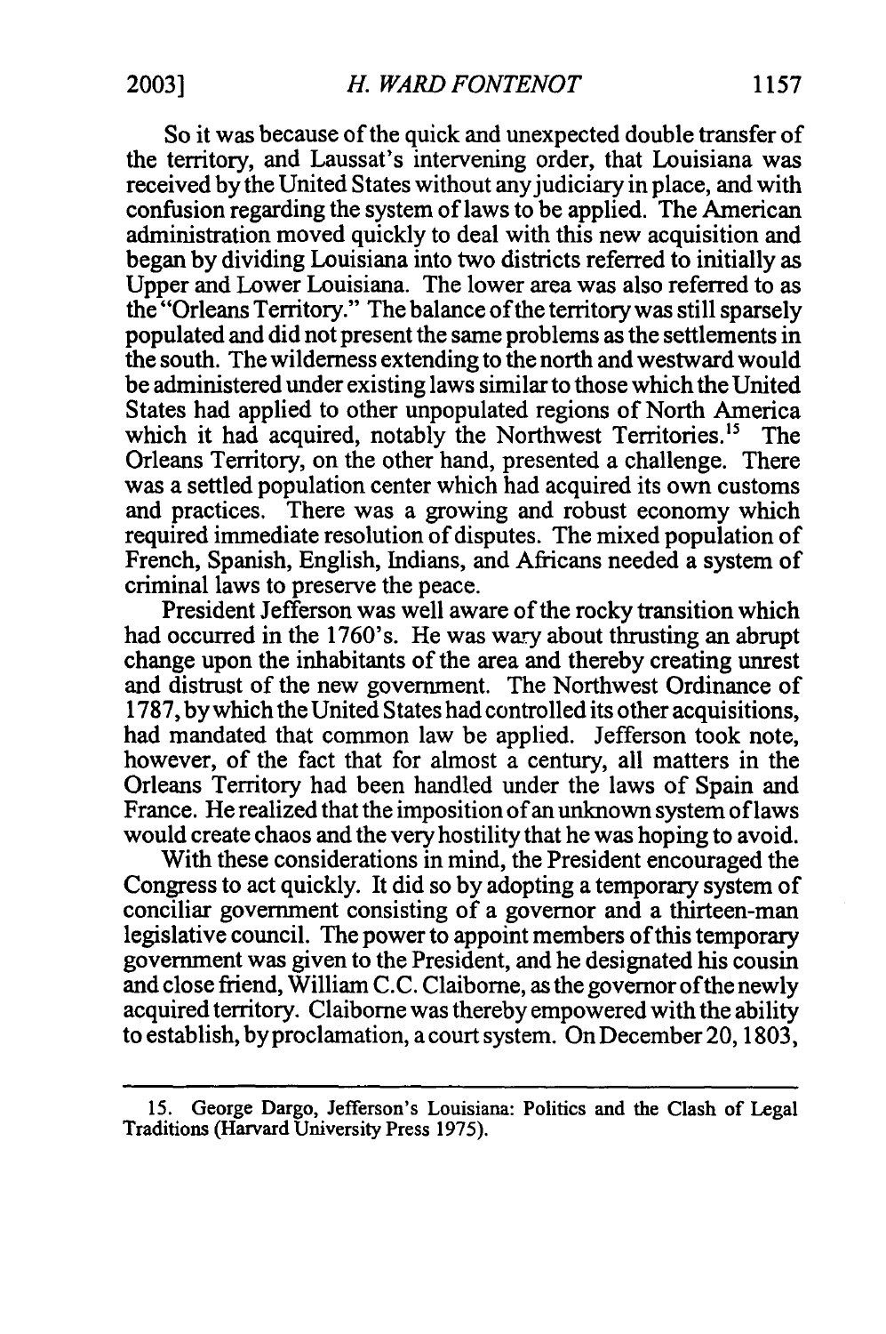So it was because of the quick and unexpected double transfer of the territory, and Laussat's intervening order, that Louisiana was received by the United States without any judiciary in place, and with confusion regarding the system of laws to be applied. The American administration moved quickly to deal with this new acquisition and began by dividing Louisiana into two districts referred to initially as Upper and Lower Louisiana. The lower area was also referred to as the "Orleans Territory." The balance of the territory was still sparsely populated and did not present the same problems as the settlements in the south. The wilderness extending to the north and westward would be administered under existing laws similar to those which the United States had applied to other unpopulated regions of North America which it had acquired, notably the Northwest Territories.[15] The Orleans Territory, on the other hand, presented a challenge. There was a settled population center which had acquired its own customs and practices. There was a growing and robust economy which required immediate resolution of disputes. The mixed population of French, Spanish, English, Indians, and Africans needed a system of criminal laws to preserve the peace.

President Jefferson was well aware of the rocky transition which had occurred in the 1760's. He was wary about thrusting an abrupt change upon the inhabitants of the area and thereby creating unrest and distrust of the new government. The Northwest Ordinance of 1787, by which the United States had controlled its other acquisitions, had mandated that common law be applied. Jefferson took note, however, of the fact that for almost a century, all matters in the Orleans Territory had been handled under the laws of Spain and France. He realized that the imposition of an unknown system of laws would create chaos and the very hostility that he was hoping to avoid.

With these considerations in mind, the President encouraged the Congress to act quickly. It did so by adopting a temporary system of conciliar government consisting of a governor and a thirteen-man legislative council. The power to appoint members of this temporary government was given to the President, and he designated his cousin and close friend, William C.C. Claiborne, as the governor of the newly acquired territory. Claiborne was thereby empowered with the ability to establish, by proclamation, a court system. On December 20, 1803,

---

15. George Dargo, Jefferson's Louisiana: Politics and the Clash of Legal Traditions (Harvard University Press 1975).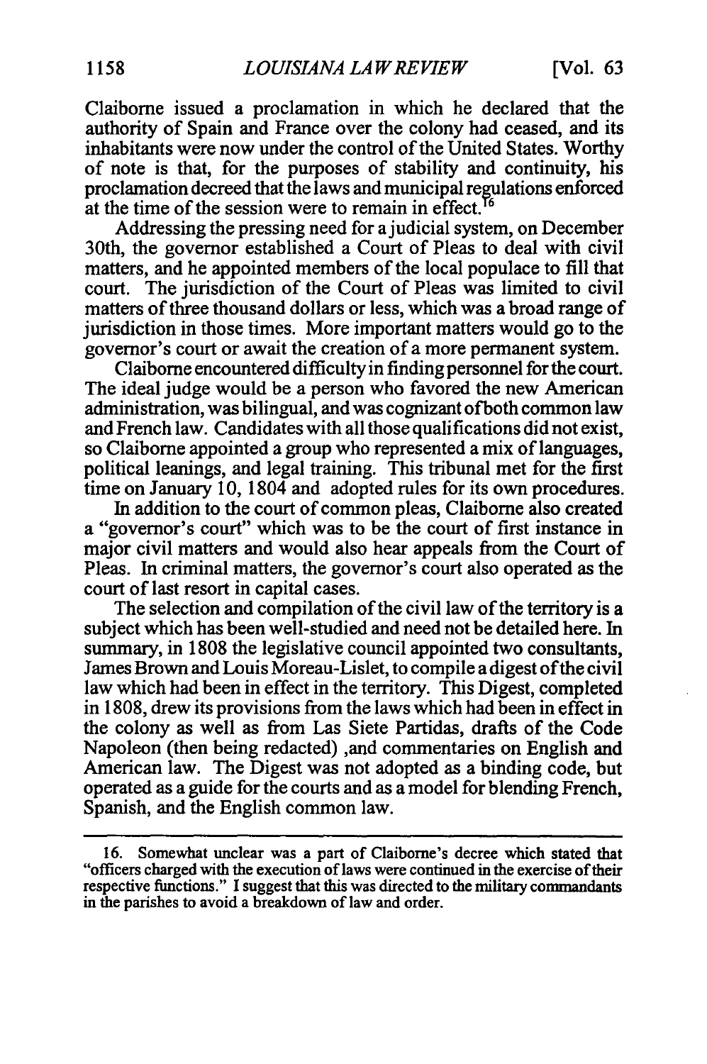Claiborne issued a proclamation in which he declared that the authority of Spain and France over the colony had ceased, and its inhabitants were now under the control of the United States. Worthy of note is that, for the purposes of stability and continuity, his proclamation decreed that the laws and municipal regulations enforced at the time of the session were to remain in effect.[16]

Addressing the pressing need for a judicial system, on December 30th, the governor established a Court of Pleas to deal with civil matters, and he appointed members of the local populace to fill that court. The jurisdiction of the Court of Pleas was limited to civil matters of three thousand dollars or less, which was a broad range of jurisdiction in those times. More important matters would go to the governor's court or await the creation of a more permanent system.

Claiborne encountered difficulty in finding personnel for the court. The ideal judge would be a person who favored the new American administration, was bilingual, and was cognizant ofboth common law and French law. Candidates with all those qualifications did not exist, so Claiborne appointed a group who represented a mix of languages, political leanings, and legal training. This tribunal met for the first time on January 10, 1804 and adopted rules for its own procedures.

In addition to the court of common pleas, Claiborne also created a "governor's court" which was to be the court of first instance in major civil matters and would also hear appeals from the Court of Pleas. In criminal matters, the governor's court also operated as the court of last resort in capital cases.

The selection and compilation of the civil law of the territory is a subject which has been well-studied and need not be detailed here. In summary, in 1808 the legislative council appointed two consultants, James Brown and Louis Moreau-Lislet, to compile a digest of the civil law which had been in effect in the territory. This Digest, completed in 1808, drew its provisions from the laws which had been in effect in the colony as well as from Las Siete Partidas, drafts of the Code Napoleon (then being redacted) ,and commentaries on English and American law. The Digest was not adopted as a binding code, but operated as a guide for the courts and as a model for blending French, Spanish, and the English common law.

---

16. Somewhat unclear was a part of Claiborne's decree which stated that "officers charged with the execution of laws were continued in the exercise of their respective functions." I suggest that this was directed to the military commandants in the parishes to avoid a breakdown of law and order.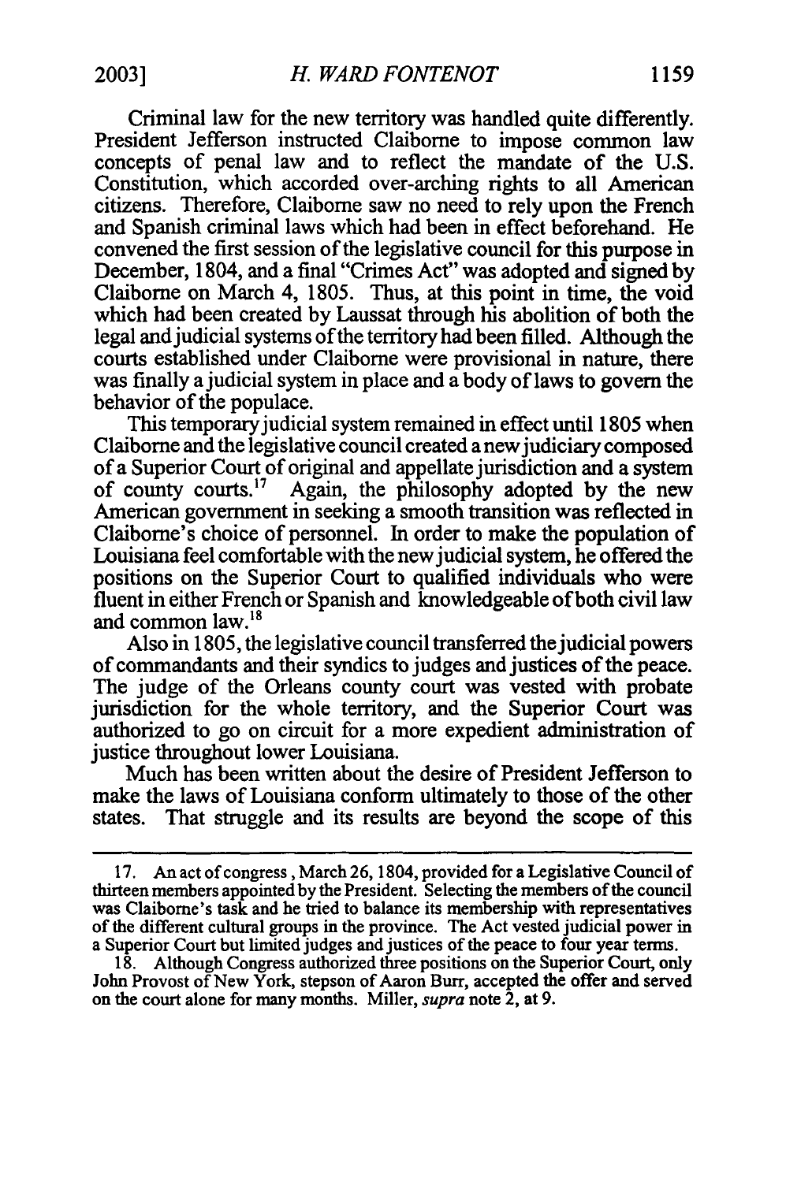Criminal law for the new territory was handled quite differently. President Jefferson instructed Claiborne to impose common law concepts of penal law and to reflect the mandate of the U.S. Constitution, which accorded over-arching rights to all American citizens. Therefore, Claiborne saw no need to rely upon the French and Spanish criminal laws which had been in effect beforehand. He convened the first session of the legislative council for this purpose in December, 1804, and a final "Crimes Act" was adopted and signed by Claiborne on March 4, 1805. Thus, at this point in time, the void which had been created by Laussat through his abolition of both the legal and judicial systems of the territory had been filled. Although the courts established under Claiborne were provisional in nature, there was finally a judicial system in place and a body of laws to govern the behavior of the populace.

This temporary judicial system remained in effect until 1805 when Claiborne and the legislative council created a new judiciary composed of a Superior Court of original and appellate jurisdiction and a system of county courts.[17] Again, the philosophy adopted by the new American government in seeking a smooth transition was reflected in Claiborne's choice of personnel. In order to make the population of Louisiana feel comfortable with the new judicial system, he offered the positions on the Superior Court to qualified individuals who were fluent in either French or Spanish and knowledgeable of both civil law and common law.[18]

Also in 1805, the legislative council transferred the judicial powers of commandants and their syndics to judges and justices of the peace. The judge of the Orleans county court was vested with probate jurisdiction for the whole territory, and the Superior Court was authorized to go on circuit for a more expedient administration of justice throughout lower Louisiana.

Much has been written about the desire of President Jefferson to make the laws of Louisiana conform ultimately to those of the other states. That struggle and its results are beyond the scope of this

---

17. An act of congress, March 26, 1804, provided for a Legislative Council of thirteen members appointed by the President. Selecting the members of the council was Claiborne's task and he tried to balance its membership with representatives of the different cultural groups in the province. The Act vested judicial power in a Superior Court but limited judges and justices of the peace to four year terms.

18. Although Congress authorized three positions on the Superior Court, only John Provost of New York, stepson of Aaron Burr, accepted the offer and served on the court alone for many months. Miller, *supra* note 2, at 9.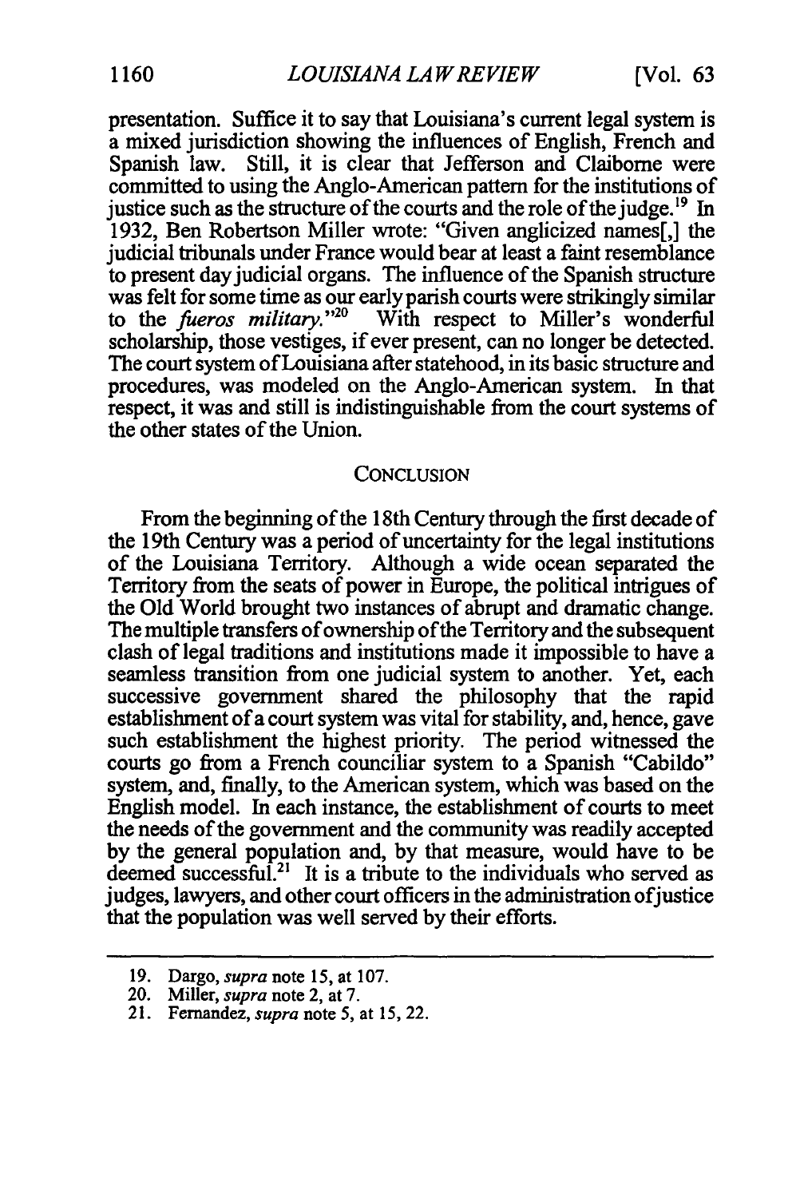presentation. Suffice it to say that Louisiana's current legal system is a mixed jurisdiction showing the influences of English, French and Spanish law. Still, it is clear that Jefferson and Claiborne were committed to using the Anglo-American pattern for the institutions of justice such as the structure of the courts and the role of the judge.[19] In 1932, Ben Robertson Miller wrote: "Given anglicized names[,] the judicial tribunals under France would bear at least a faint resemblance to present day judicial organs. The influence of the Spanish structure was felt for some time as our early parish courts were strikingly similar to the *fueros military*."[20] With respect to Miller's wonderful scholarship, those vestiges, if ever present, can no longer be detected. The court system of Louisiana after statehood, in its basic structure and procedures, was modeled on the Anglo-American system. In that respect, it was and still is indistinguishable from the court systems of the other states of the Union.

## CONCLUSION

From the beginning of the 18th Century through the first decade of the 19th Century was a period of uncertainty for the legal institutions of the Louisiana Territory. Although a wide ocean separated the Territory from the seats of power in Europe, the political intrigues of the Old World brought two instances of abrupt and dramatic change. The multiple transfers of ownership of the Territory and the subsequent clash of legal traditions and institutions made it impossible to have a seamless transition from one judicial system to another. Yet, each successive government shared the philosophy that the rapid establishment of a court system was vital for stability, and, hence, gave such establishment the highest priority. The period witnessed the courts go from a French counciliar system to a Spanish "Cabildo" system, and, finally, to the American system, which was based on the English model. In each instance, the establishment of courts to meet the needs of the government and the community was readily accepted by the general population and, by that measure, would have to be deemed successful.[21] It is a tribute to the individuals who served as judges, lawyers, and other court officers in the administration of justice that the population was well served by their efforts.

---

19. Dargo, *supra* note 15, at 107.
20. Miller, *supra* note 2, at 7.
21. Fernandez, *supra* note 5, at 15, 22.